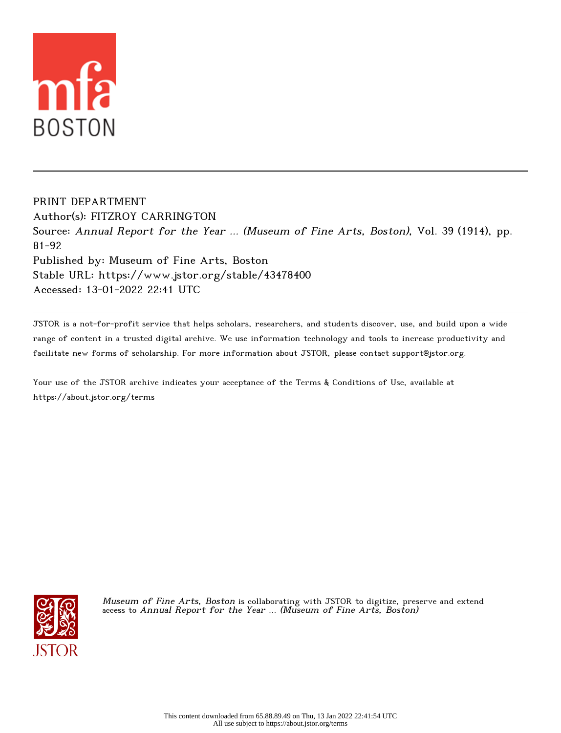PRINT DEPARTMENT

Author(s): FITZROY CARRINGTON

Source: *Annual Report for the Year ... (Museum of Fine Arts, Boston)*, Vol. 39 (1914), pp. 81-92

Published by: Museum of Fine Arts, Boston

Stable URL: https://www.jstor.org/stable/43478400

Accessed: 13-01-2022 22:41 UTC

JSTOR is a not-for-profit service that helps scholars, researchers, and students discover, use, and build upon a wide range of content in a trusted digital archive. We use information technology and tools to increase productivity and facilitate new forms of scholarship. For more information about JSTOR, please contact support@jstor.org.

Your use of the JSTOR archive indicates your acceptance of the Terms & Conditions of Use, available at https://about.jstor.org/terms

*Museum of Fine Arts, Boston* is collaborating with JSTOR to digitize, preserve and extend access to *Annual Report for the Year ... (Museum of Fine Arts, Boston)*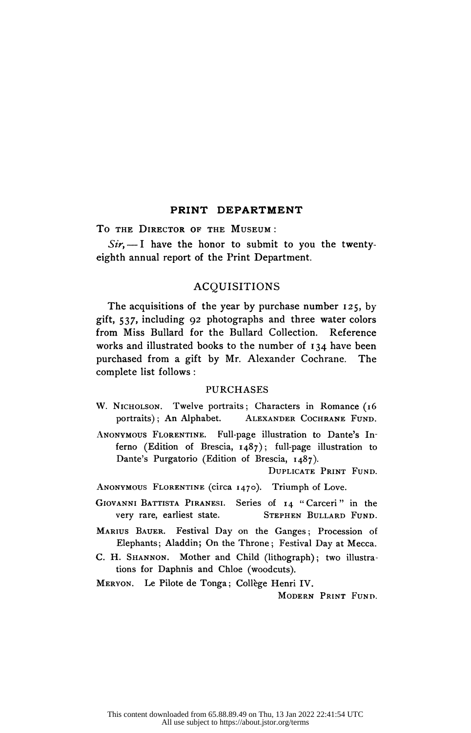## PRINT DEPARTMENT

To the Director of the Museum:

*Sir*, — I have the honor to submit to you the twenty-eighth annual report of the Print Department.

### ACQUISITIONS

The acquisitions of the year by purchase number 125, by gift, 537, including 92 photographs and three water colors from Miss Bullard for the Bullard Collection. Reference works and illustrated books to the number of 134 have been purchased from a gift by Mr. Alexander Cochrane. The complete list follows:

#### PURCHASES

W. Nicholson. Twelve portraits; Characters in Romance (16 portraits); An Alphabet. Alexander Cochrane Fund.

Anonymous Florentine. Full-page illustration to Dante's Inferno (Edition of Brescia, 1487); full-page illustration to Dante's Purgatorio (Edition of Brescia, 1487).
Duplicate Print Fund.

Anonymous Florentine (circa 1470). Triumph of Love.

Giovanni Battista Piranesi. Series of 14 "Carceri" in the very rare, earliest state. Stephen Bullard Fund.

Marius Bauer. Festival Day on the Ganges; Procession of Elephants; Aladdin; On the Throne; Festival Day at Mecca.

C. H. Shannon. Mother and Child (lithograph); two illustrations for Daphnis and Chloe (woodcuts).

Meryon. Le Pilote de Tonga; Collège Henri IV.
Modern Print Fund.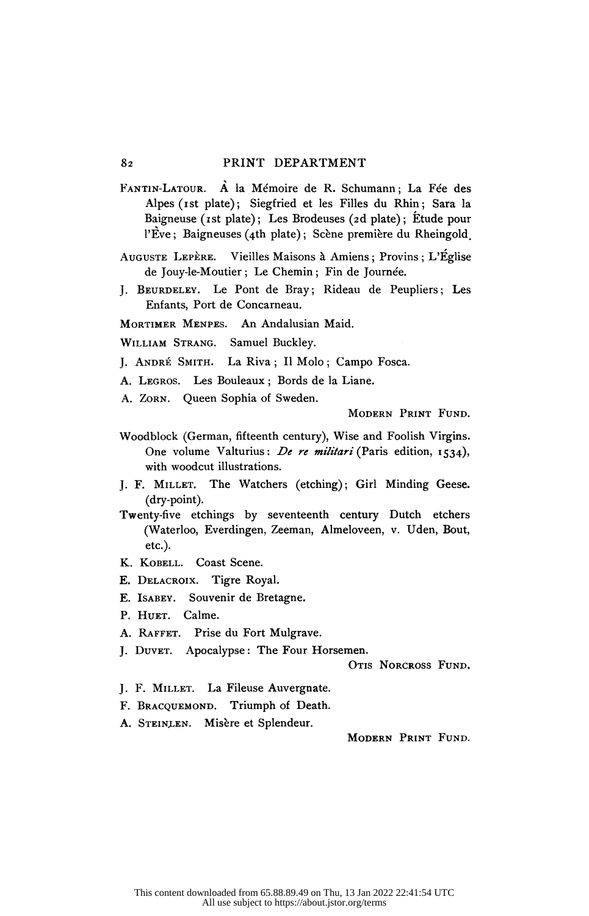FANTIN-LATOUR. À la Mémoire de R. Schumann; La Fée des Alpes (1st plate); Siegfried et les Filles du Rhin; Sara la Baigneuse (1st plate); Les Brodeuses (2d plate); Étude pour l'Ève; Baigneuses (4th plate); Scène première du Rheingold.

AUGUSTE LEPÈRE. Vieilles Maisons à Amiens; Provins; L'Église de Jouy-le-Moutier; Le Chemin; Fin de Journée.

J. BEURDELEY. Le Pont de Bray; Rideau de Peupliers; Les Enfants, Port de Concarneau.

MORTIMER MENPES. An Andalusian Maid.

WILLIAM STRANG. Samuel Buckley.

J. ANDRÉ SMITH. La Riva; Il Molo; Campo Fosca.

A. LEGROS. Les Bouleaux; Bords de la Liane.

A. ZORN. Queen Sophia of Sweden.

MODERN PRINT FUND.

Woodblock (German, fifteenth century), Wise and Foolish Virgins. One volume Valturius: *De re militari* (Paris edition, 1534), with woodcut illustrations.

J. F. MILLET. The Watchers (etching); Girl Minding Geese. (dry-point).

Twenty-five etchings by seventeenth century Dutch etchers (Waterloo, Everdingen, Zeeman, Almeloveen, v. Uden, Bout, etc.).

K. KOBELL. Coast Scene.

E. DELACROIX. Tigre Royal.

E. ISABEY. Souvenir de Bretagne.

P. HUET. Calme.

A. RAFFET. Prise du Fort Mulgrave.

J. DUVET. Apocalypse: The Four Horsemen.

OTIS NORCROSS FUND.

J. F. MILLET. La Fileuse Auvergnate.

F. BRACQUEMOND. Triumph of Death.

A. STEINLEN. Misère et Splendeur.

MODERN PRINT FUND.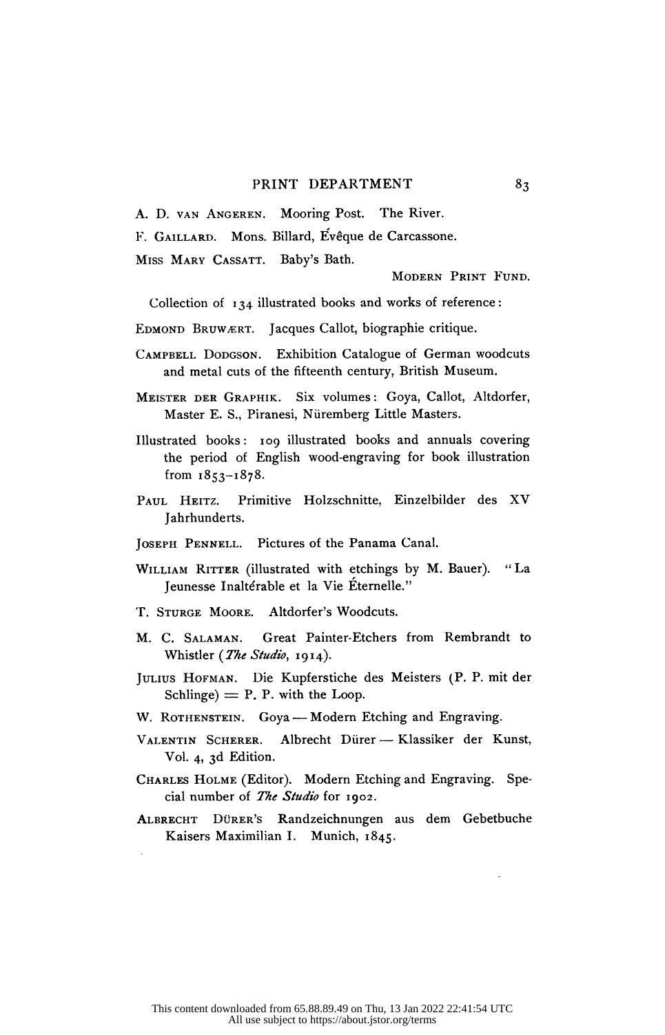A. D. van Angeren. Mooring Post. The River.

F. Gaillard. Mons. Billard, Évêque de Carcassone.

Miss Mary Cassatt. Baby's Bath.

Modern Print Fund.

Collection of 134 illustrated books and works of reference:

Edmond Bruwært. Jacques Callot, biographie critique.

Campbell Dodgson. Exhibition Catalogue of German woodcuts and metal cuts of the fifteenth century, British Museum.

Meister der Graphik. Six volumes: Goya, Callot, Altdorfer, Master E. S., Piranesi, Nüremberg Little Masters.

Illustrated books: 109 illustrated books and annuals covering the period of English wood-engraving for book illustration from 1853–1878.

Paul Heitz. Primitive Holzschnitte, Einzelbilder des XV Jahrhunderts.

Joseph Pennell. Pictures of the Panama Canal.

William Ritter (illustrated with etchings by M. Bauer). "La Jeunesse Inaltérable et la Vie Éternelle."

T. Sturge Moore. Altdorfer's Woodcuts.

M. C. Salaman. Great Painter-Etchers from Rembrandt to Whistler (*The Studio*, 1914).

Julius Hofman. Die Kupferstiche des Meisters (P. P. mit der Schlinge) = P. P. with the Loop.

W. Rothenstein. Goya — Modern Etching and Engraving.

Valentin Scherer. Albrecht Dürer — Klassiker der Kunst, Vol. 4, 3d Edition.

Charles Holme (Editor). Modern Etching and Engraving. Special number of *The Studio* for 1902.

Albrecht Dürer's Randzeichnungen aus dem Gebetbuche Kaisers Maximilian I. Munich, 1845.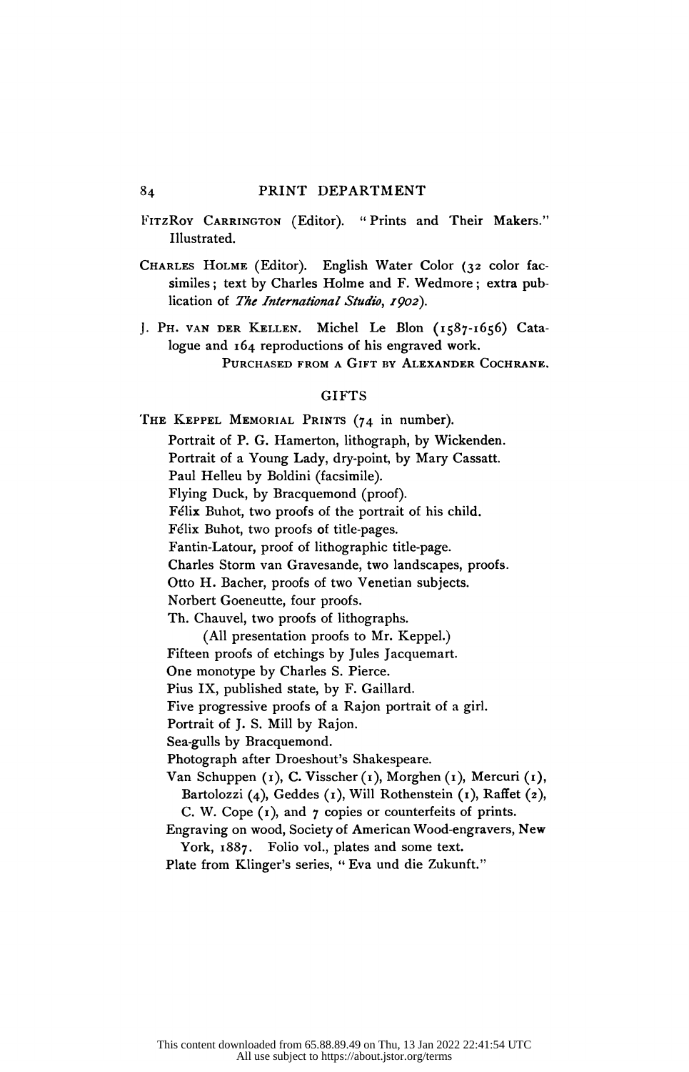FITZROY CARRINGTON (Editor). "Prints and Their Makers." Illustrated.

CHARLES HOLME (Editor). English Water Color (32 color facsimiles; text by Charles Holme and F. Wedmore; extra publication of *The International Studio, 1902*).

J. PH. VAN DER KELLEN. Michel Le Blon (1587-1656) Catalogue and 164 reproductions of his engraved work.

PURCHASED FROM A GIFT BY ALEXANDER COCHRANE.

## GIFTS

THE KEPPEL MEMORIAL PRINTS (74 in number).

Portrait of P. G. Hamerton, lithograph, by Wickenden.
Portrait of a Young Lady, dry-point, by Mary Cassatt.
Paul Helleu by Boldini (facsimile).
Flying Duck, by Bracquemond (proof).
Félix Buhot, two proofs of the portrait of his child.
Félix Buhot, two proofs of title-pages.
Fantin-Latour, proof of lithographic title-page.
Charles Storm van Gravesande, two landscapes, proofs.
Otto H. Bacher, proofs of two Venetian subjects.
Norbert Goeneutte, four proofs.
Th. Chauvel, two proofs of lithographs.
(All presentation proofs to Mr. Keppel.)
Fifteen proofs of etchings by Jules Jacquemart.
One monotype by Charles S. Pierce.
Pius IX, published state, by F. Gaillard.
Five progressive proofs of a Rajon portrait of a girl.
Portrait of J. S. Mill by Rajon.
Sea-gulls by Bracquemond.
Photograph after Droeshout's Shakespeare.
Van Schuppen (1), C. Visscher (1), Morghen (1), Mercuri (1), Bartolozzi (4), Geddes (1), Will Rothenstein (1), Raffet (2), C. W. Cope (1), and 7 copies or counterfeits of prints.
Engraving on wood, Society of American Wood-engravers, New York, 1887. Folio vol., plates and some text.
Plate from Klinger's series, "Eva und die Zukunft."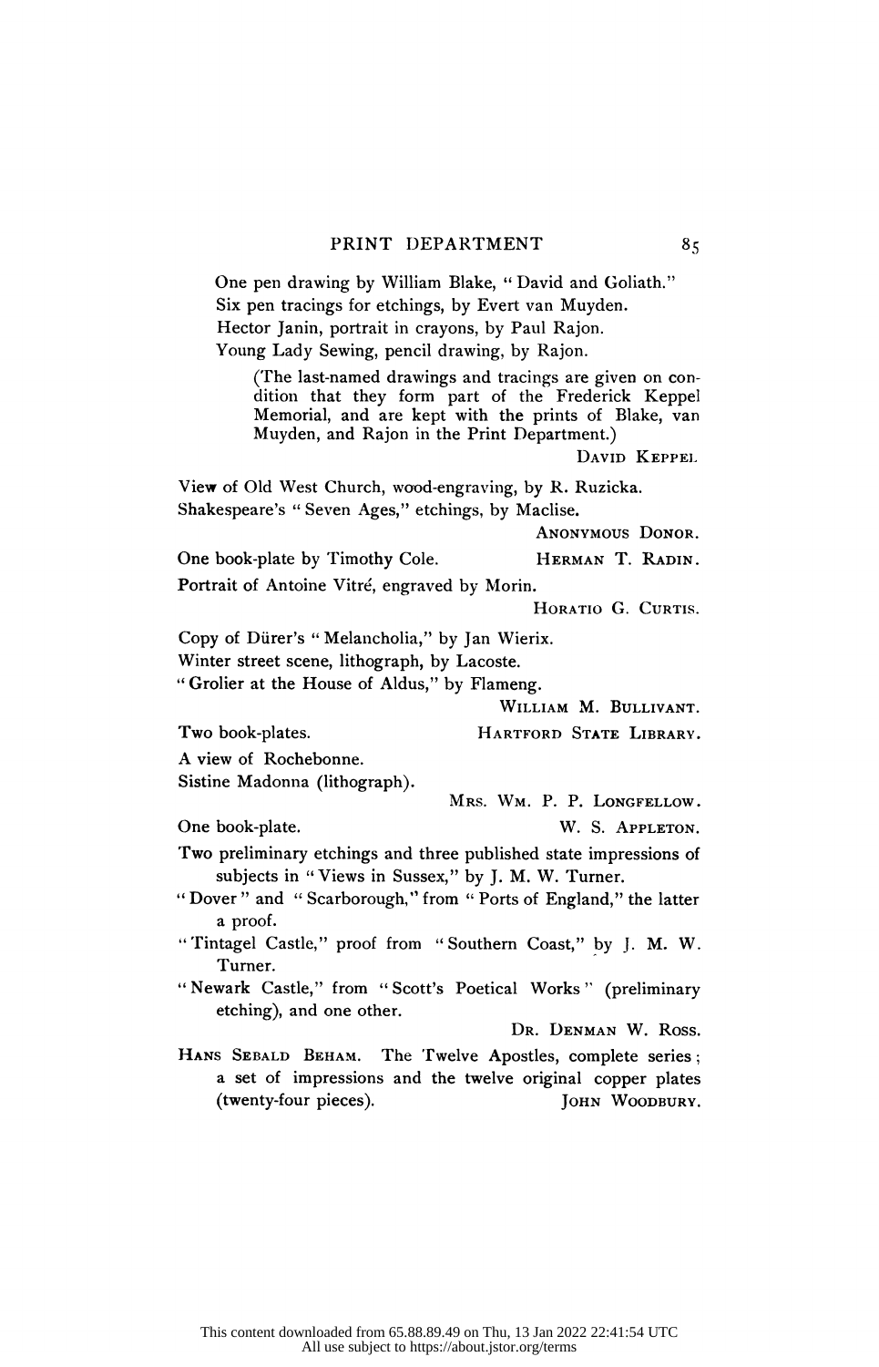One pen drawing by William Blake, "David and Goliath."

Six pen tracings for etchings, by Evert van Muyden.

Hector Janin, portrait in crayons, by Paul Rajon.

Young Lady Sewing, pencil drawing, by Rajon.

> (The last-named drawings and tracings are given on condition that they form part of the Frederick Keppel Memorial, and are kept with the prints of Blake, van Muyden, and Rajon in the Print Department.)

DAVID KEPPEL.

View of Old West Church, wood-engraving, by R. Ruzicka.

Shakespeare's "Seven Ages," etchings, by Maclise.

ANONYMOUS DONOR.

One book-plate by Timothy Cole. HERMAN T. RADIN.

Portrait of Antoine Vitré, engraved by Morin.

HORATIO G. CURTIS.

Copy of Dürer's "Melancholia," by Jan Wierix.

Winter street scene, lithograph, by Lacoste.

"Grolier at the House of Aldus," by Flameng.

WILLIAM M. BULLIVANT.

Two book-plates. HARTFORD STATE LIBRARY.

A view of Rochebonne.

Sistine Madonna (lithograph).

MRS. WM. P. P. LONGFELLOW.

One book-plate. W. S. APPLETON.

Two preliminary etchings and three published state impressions of subjects in "Views in Sussex," by J. M. W. Turner.

"Dover" and "Scarborough," from "Ports of England," the latter a proof.

"Tintagel Castle," proof from "Southern Coast," by J. M. W. Turner.

"Newark Castle," from "Scott's Poetical Works" (preliminary etching), and one other.

DR. DENMAN W. ROSS.

HANS SEBALD BEHAM. The Twelve Apostles, complete series; a set of impressions and the twelve original copper plates (twenty-four pieces). JOHN WOODBURY.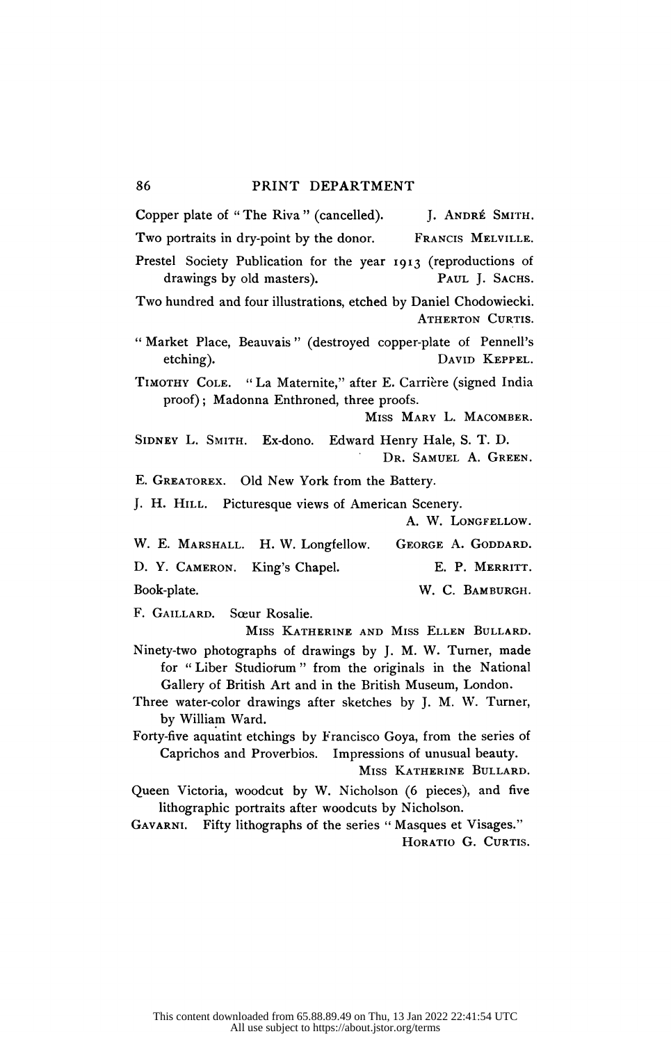Copper plate of "The Riva" (cancelled). J. ANDRÉ SMITH.

Two portraits in dry-point by the donor. FRANCIS MELVILLE.

Prestel Society Publication for the year 1913 (reproductions of drawings by old masters). PAUL J. SACHS.

Two hundred and four illustrations, etched by Daniel Chodowiecki. ATHERTON CURTIS.

"Market Place, Beauvais" (destroyed copper-plate of Pennell's etching). DAVID KEPPEL.

TIMOTHY COLE. "La Maternite," after E. Carrière (signed India proof); Madonna Enthroned, three proofs. MISS MARY L. MACOMBER.

SIDNEY L. SMITH. Ex-dono. Edward Henry Hale, S. T. D. DR. SAMUEL A. GREEN.

E. GREATOREX. Old New York from the Battery.

J. H. HILL. Picturesque views of American Scenery. A. W. LONGFELLOW.

W. E. MARSHALL. H. W. Longfellow. GEORGE A. GODDARD.

D. Y. CAMERON. King's Chapel. E. P. MERRITT.

Book-plate. W. C. BAMBURGH.

F. GAILLARD. Sœur Rosalie. MISS KATHERINE AND MISS ELLEN BULLARD.

Ninety-two photographs of drawings by J. M. W. Turner, made for "Liber Studiorum" from the originals in the National Gallery of British Art and in the British Museum, London.

Three water-color drawings after sketches by J. M. W. Turner, by William Ward.

Forty-five aquatint etchings by Francisco Goya, from the series of Caprichos and Proverbios. Impressions of unusual beauty. MISS KATHERINE BULLARD.

Queen Victoria, woodcut by W. Nicholson (6 pieces), and five lithographic portraits after woodcuts by Nicholson.

GAVARNI. Fifty lithographs of the series "Masques et Visages." HORATIO G. CURTIS.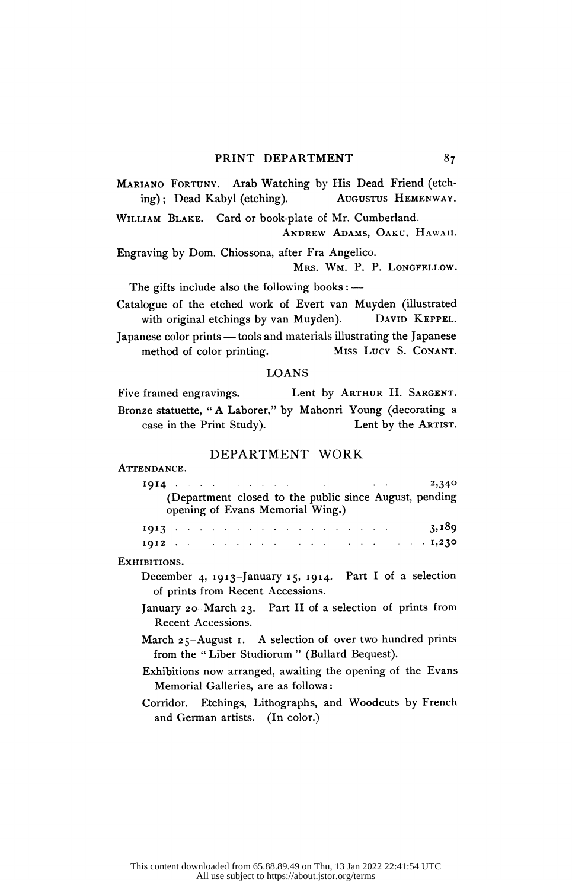MARIANO FORTUNY. Arab Watching by His Dead Friend (etching); Dead Kabyl (etching). AUGUSTUS HEMENWAY.

WILLIAM BLAKE. Card or book-plate of Mr. Cumberland. ANDREW ADAMS, OAKU, HAWAII.

Engraving by Dom. Chiossona, after Fra Angelico. MRS. WM. P. P. LONGFELLOW.

The gifts include also the following books:—

Catalogue of the etched work of Evert van Muyden (illustrated with original etchings by van Muyden). DAVID KEPPEL.

Japanese color prints — tools and materials illustrating the Japanese method of color printing. MISS LUCY S. CONANT.

## LOANS

Five framed engravings. Lent by ARTHUR H. SARGENT.

Bronze statuette, "A Laborer," by Mahonri Young (decorating a case in the Print Study). Lent by the ARTIST.

## DEPARTMENT WORK

ATTENDANCE.

1914 . . . . . . . . . . . . . . . 2,340
(Department closed to the public since August, pending opening of Evans Memorial Wing.)

1913 . . . . . . . . . . . . . . . 3,189

1912 . . . . . . . . . . . . . . . 1,230

EXHIBITIONS.

December 4, 1913–January 15, 1914. Part I of a selection of prints from Recent Accessions.

January 20–March 23. Part II of a selection of prints from Recent Accessions.

March 25–August 1. A selection of over two hundred prints from the "Liber Studiorum" (Bullard Bequest).

Exhibitions now arranged, awaiting the opening of the Evans Memorial Galleries, are as follows:

Corridor. Etchings, Lithographs, and Woodcuts by French and German artists. (In color.)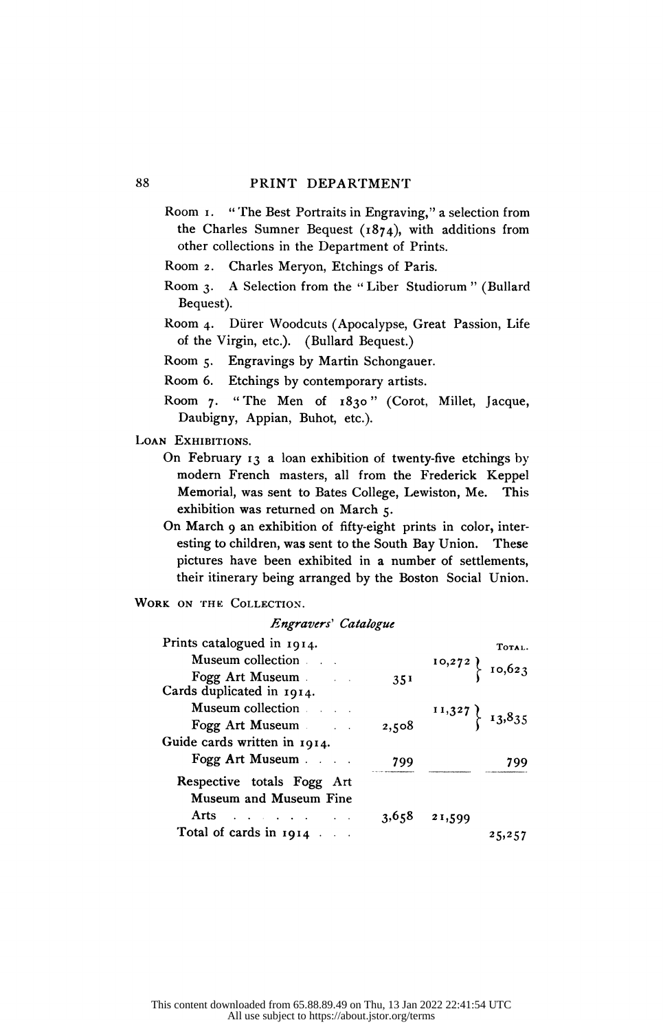Room 1. "The Best Portraits in Engraving," a selection from the Charles Sumner Bequest (1874), with additions from other collections in the Department of Prints.

Room 2. Charles Meryon, Etchings of Paris.

Room 3. A Selection from the "Liber Studiorum" (Bullard Bequest).

Room 4. Dürer Woodcuts (Apocalypse, Great Passion, Life of the Virgin, etc.). (Bullard Bequest.)

Room 5. Engravings by Martin Schongauer.

Room 6. Etchings by contemporary artists.

Room 7. "The Men of 1830" (Corot, Millet, Jacque, Daubigny, Appian, Buhot, etc.).

LOAN EXHIBITIONS.

On February 13 a loan exhibition of twenty-five etchings by modern French masters, all from the Frederick Keppel Memorial, was sent to Bates College, Lewiston, Me. This exhibition was returned on March 5.

On March 9 an exhibition of fifty-eight prints in color, interesting to children, was sent to the South Bay Union. These pictures have been exhibited in a number of settlements, their itinerary being arranged by the Boston Social Union.

WORK ON THE COLLECTION.

*Engravers' Catalogue*

| | | | TOTAL. |
|---|---|---|---|
| Prints catalogued in 1914. | | | |
| Museum collection | | 10,272 | 10,623 |
| Fogg Art Museum | 351 | | |
| Cards duplicated in 1914. | | | |
| Museum collection | | 11,327 | 13,835 |
| Fogg Art Museum | 2,508 | | |
| Guide cards written in 1914. | | | |
| Fogg Art Museum | 799 | | 799 |
| Respective totals Fogg Art Museum and Museum Fine Arts | 3,658 | 21,599 | |
| Total of cards in 1914 | | | 25,257 |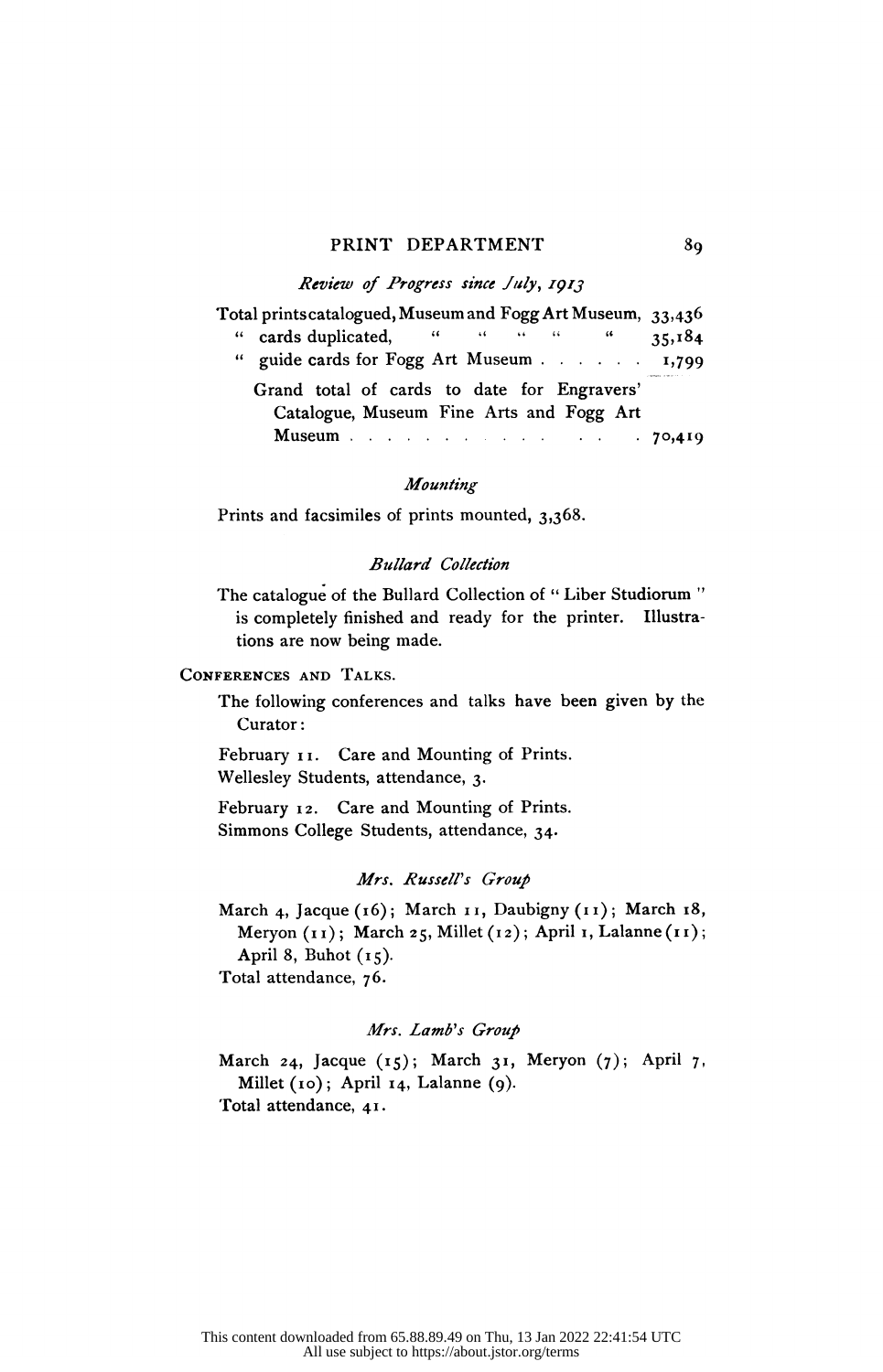## PRINT DEPARTMENT

*Review of Progress since July, 1913*

| | |
|---|---|
| Total prints catalogued, Museum and Fogg Art Museum, | 33,436 |
| " cards duplicated, " " " " " | 35,184 |
| " guide cards for Fogg Art Museum . . . . . . | 1,799 |
| Grand total of cards to date for Engravers' Catalogue, Museum Fine Arts and Fogg Art Museum . . . . . . . . . . . . . . | 70,419 |

*Mounting*

Prints and facsimiles of prints mounted, 3,368.

*Bullard Collection*

The catalogue of the Bullard Collection of " Liber Studiorum " is completely finished and ready for the printer. Illustrations are now being made.

CONFERENCES AND TALKS.

The following conferences and talks have been given by the Curator:

February 11. Care and Mounting of Prints.
Wellesley Students, attendance, 3.

February 12. Care and Mounting of Prints.
Simmons College Students, attendance, 34.

*Mrs. Russell's Group*

March 4, Jacque (16); March 11, Daubigny (11); March 18, Meryon (11); March 25, Millet (12); April 1, Lalanne (11); April 8, Buhot (15).
Total attendance, 76.

*Mrs. Lamb's Group*

March 24, Jacque (15); March 31, Meryon (7); April 7, Millet (10); April 14, Lalanne (9).
Total attendance, 41.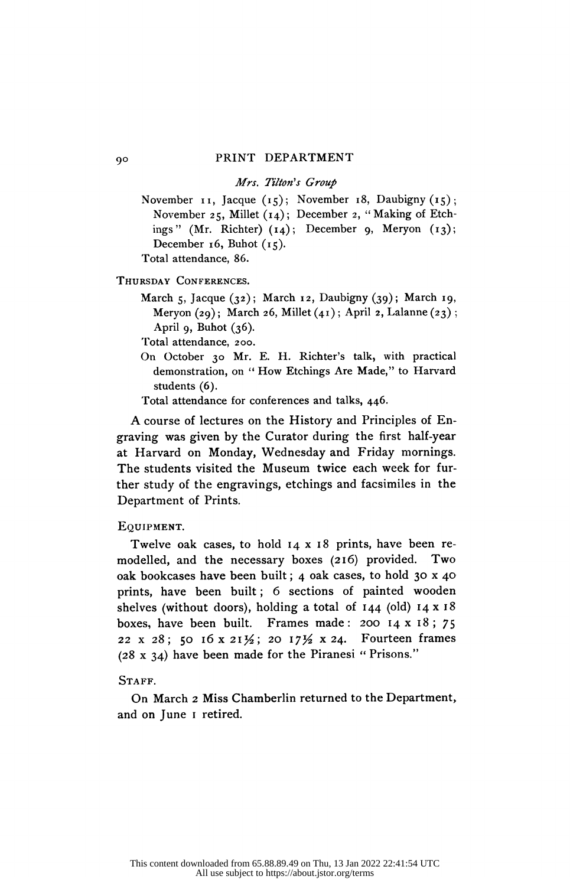*Mrs. Tilton's Group*

November 11, Jacque (15); November 18, Daubigny (15); November 25, Millet (14); December 2, "Making of Etchings" (Mr. Richter) (14); December 9, Meryon (13); December 16, Buhot (15).

Total attendance, 86.

THURSDAY CONFERENCES.

March 5, Jacque (32); March 12, Daubigny (39); March 19, Meryon (29); March 26, Millet (41); April 2, Lalanne (23); April 9, Buhot (36).

Total attendance, 200.

On October 30 Mr. E. H. Richter's talk, with practical demonstration, on "How Etchings Are Made," to Harvard students (6).

Total attendance for conferences and talks, 446.

A course of lectures on the History and Principles of Engraving was given by the Curator during the first half-year at Harvard on Monday, Wednesday and Friday mornings. The students visited the Museum twice each week for further study of the engravings, etchings and facsimiles in the Department of Prints.

EQUIPMENT.

Twelve oak cases, to hold 14 x 18 prints, have been remodelled, and the necessary boxes (216) provided. Two oak bookcases have been built; 4 oak cases, to hold 30 x 40 prints, have been built; 6 sections of painted wooden shelves (without doors), holding a total of 144 (old) 14 x 18 boxes, have been built. Frames made: 200 14 x 18; 75 22 x 28; 50 16 x 21½; 20 17½ x 24. Fourteen frames (28 x 34) have been made for the Piranesi "Prisons."

STAFF.

On March 2 Miss Chamberlin returned to the Department, and on June 1 retired.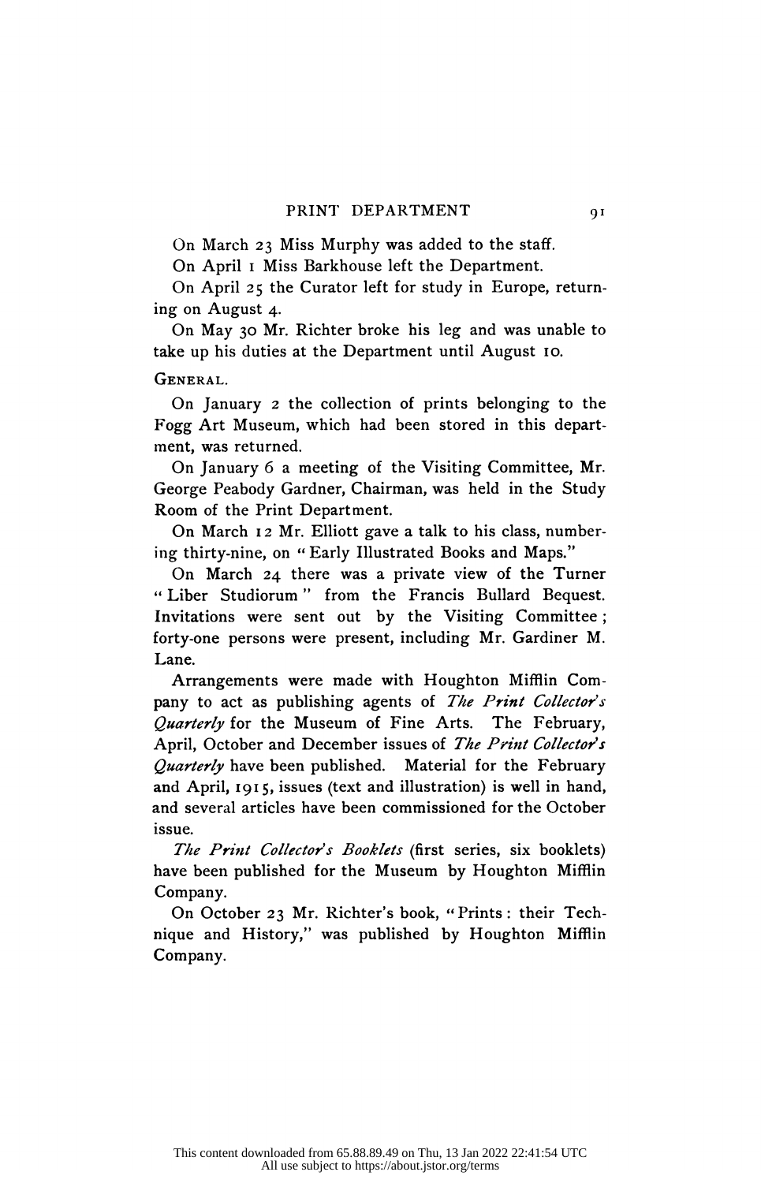On March 23 Miss Murphy was added to the staff.

On April 1 Miss Barkhouse left the Department.

On April 25 the Curator left for study in Europe, returning on August 4.

On May 30 Mr. Richter broke his leg and was unable to take up his duties at the Department until August 10.

GENERAL.

On January 2 the collection of prints belonging to the Fogg Art Museum, which had been stored in this department, was returned.

On January 6 a meeting of the Visiting Committee, Mr. George Peabody Gardner, Chairman, was held in the Study Room of the Print Department.

On March 12 Mr. Elliott gave a talk to his class, numbering thirty-nine, on "Early Illustrated Books and Maps."

On March 24 there was a private view of the Turner "Liber Studiorum" from the Francis Bullard Bequest. Invitations were sent out by the Visiting Committee; forty-one persons were present, including Mr. Gardiner M. Lane.

Arrangements were made with Houghton Mifflin Company to act as publishing agents of *The Print Collector's Quarterly* for the Museum of Fine Arts. The February, April, October and December issues of *The Print Collector's Quarterly* have been published. Material for the February and April, 1915, issues (text and illustration) is well in hand, and several articles have been commissioned for the October issue.

*The Print Collector's Booklets* (first series, six booklets) have been published for the Museum by Houghton Mifflin Company.

On October 23 Mr. Richter's book, "Prints: their Technique and History," was published by Houghton Mifflin Company.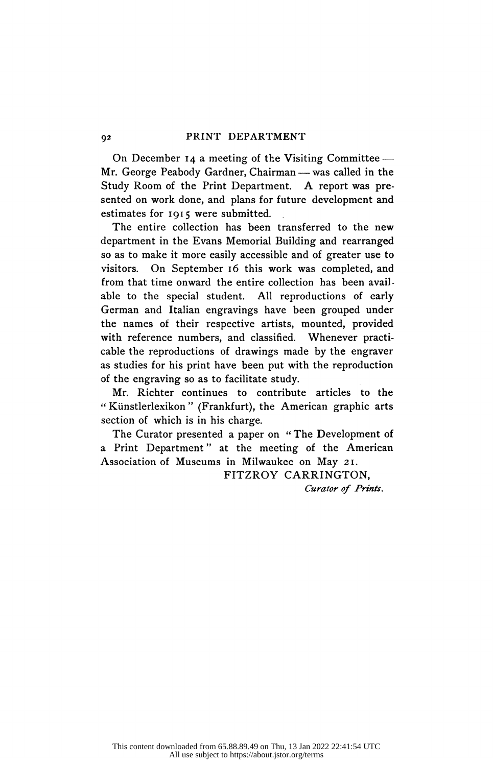On December 14 a meeting of the Visiting Committee — Mr. George Peabody Gardner, Chairman — was called in the Study Room of the Print Department. A report was presented on work done, and plans for future development and estimates for 1915 were submitted.

The entire collection has been transferred to the new department in the Evans Memorial Building and rearranged so as to make it more easily accessible and of greater use to visitors. On September 16 this work was completed, and from that time onward the entire collection has been available to the special student. All reproductions of early German and Italian engravings have been grouped under the names of their respective artists, mounted, provided with reference numbers, and classified. Whenever practicable the reproductions of drawings made by the engraver as studies for his print have been put with the reproduction of the engraving so as to facilitate study.

Mr. Richter continues to contribute articles to the "Künstlerlexikon" (Frankfurt), the American graphic arts section of which is in his charge.

The Curator presented a paper on "The Development of a Print Department" at the meeting of the American Association of Museums in Milwaukee on May 21.

FITZROY CARRINGTON,
*Curator of Prints.*